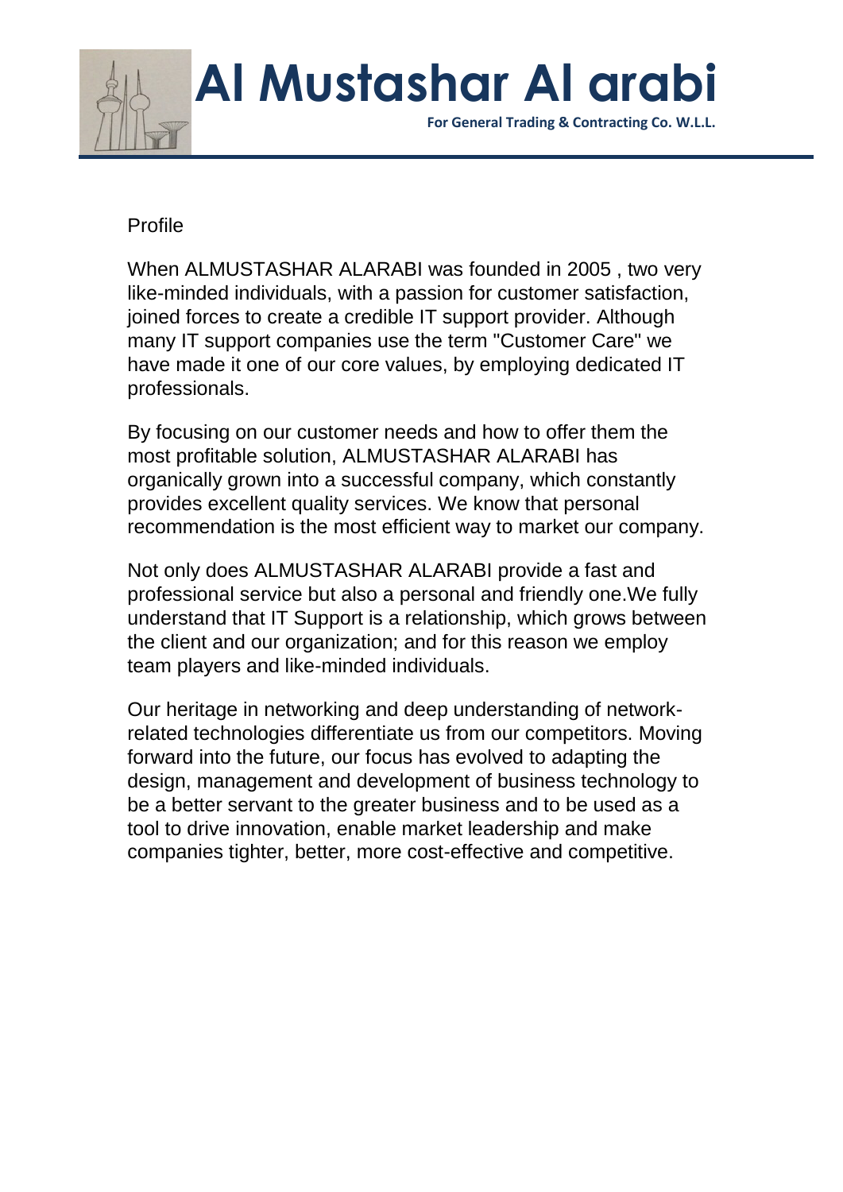# Al Mustashar Al arabi

**For General Trading & Contracting Co. W.L.L.**

## Profile

When ALMUSTASHAR ALARABI was founded in 2005 , two very like-minded individuals, with a passion for customer satisfaction, joined forces to create a credible IT support provider. Although many IT support companies use the term "Customer Care" we have made it one of our core values, by employing dedicated IT professionals.

By focusing on our customer needs and how to offer them the most profitable solution, ALMUSTASHAR ALARABI has organically grown into a successful company, which constantly provides excellent quality services. We know that personal recommendation is the most efficient way to market our company.

Not only does ALMUSTASHAR ALARABI provide a fast and professional service but also a personal and friendly one.We fully understand that IT Support is a relationship, which grows between the client and our organization; and for this reason we employ team players and like-minded individuals.

Our heritage in networking and deep understanding of network-related technologies differentiate us from our competitors. Moving forward into the future, our focus has evolved to adapting the design, management and development of business technology to be a better servant to the greater business and to be used as a tool to drive innovation, enable market leadership and make companies tighter, better, more cost-effective and competitive.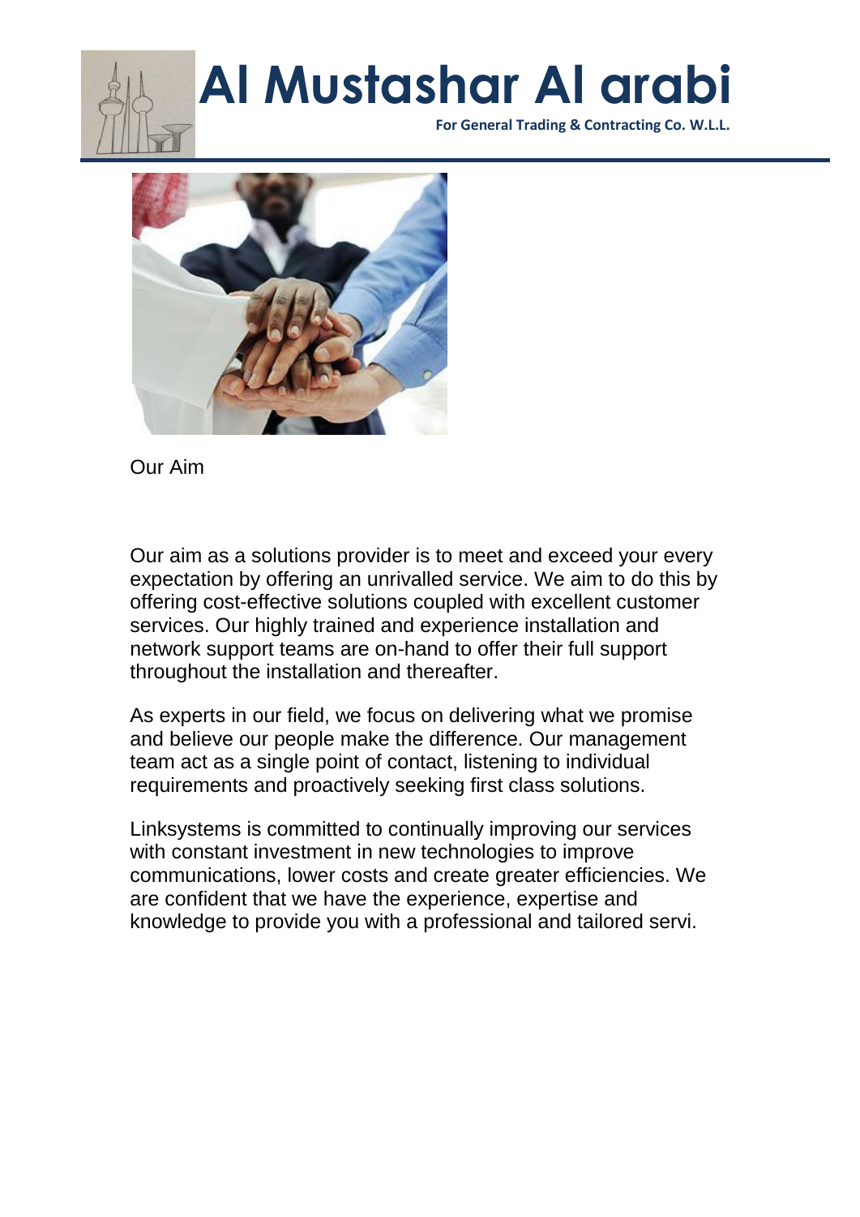# Al Mustashar Al arabi

**For General Trading & Contracting Co. W.L.L.**

## Our Aim

Our aim as a solutions provider is to meet and exceed your every expectation by offering an unrivalled service. We aim to do this by offering cost-effective solutions coupled with excellent customer services. Our highly trained and experience installation and network support teams are on-hand to offer their full support throughout the installation and thereafter.

As experts in our field, we focus on delivering what we promise and believe our people make the difference. Our management team act as a single point of contact, listening to individual requirements and proactively seeking first class solutions.

Linksystems is committed to continually improving our services with constant investment in new technologies to improve communications, lower costs and create greater efficiencies. We are confident that we have the experience, expertise and knowledge to provide you with a professional and tailored servi.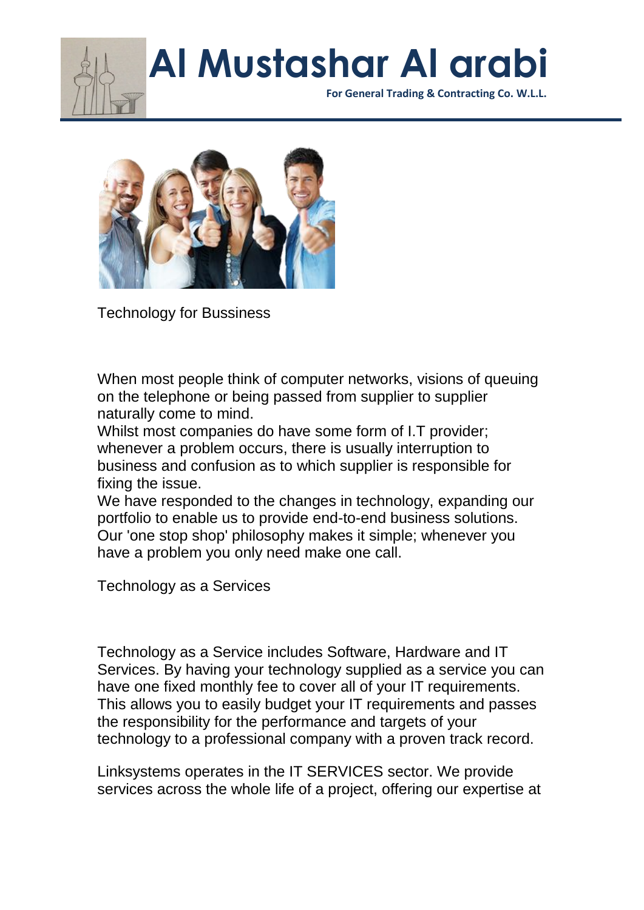Technology for Bussiness

When most people think of computer networks, visions of queuing on the telephone or being passed from supplier to supplier naturally come to mind.

Whilst most companies do have some form of I.T provider; whenever a problem occurs, there is usually interruption to business and confusion as to which supplier is responsible for fixing the issue.

We have responded to the changes in technology, expanding our portfolio to enable us to provide end-to-end business solutions. Our 'one stop shop' philosophy makes it simple; whenever you have a problem you only need make one call.

Technology as a Services

Technology as a Service includes Software, Hardware and IT Services. By having your technology supplied as a service you can have one fixed monthly fee to cover all of your IT requirements. This allows you to easily budget your IT requirements and passes the responsibility for the performance and targets of your technology to a professional company with a proven track record.

Linksystems operates in the IT SERVICES sector. We provide services across the whole life of a project, offering our expertise at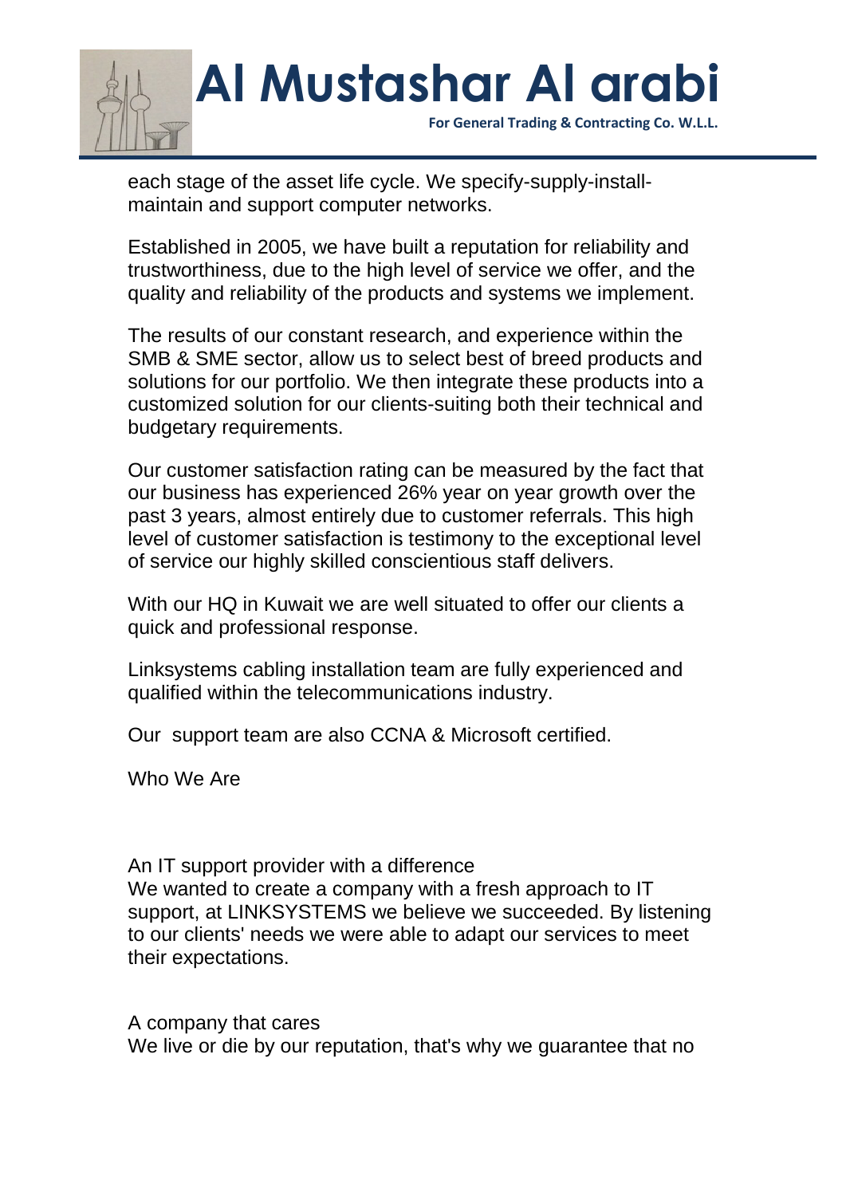each stage of the asset life cycle. We specify-supply-install-maintain and support computer networks.

Established in 2005, we have built a reputation for reliability and trustworthiness, due to the high level of service we offer, and the quality and reliability of the products and systems we implement.

The results of our constant research, and experience within the SMB & SME sector, allow us to select best of breed products and solutions for our portfolio. We then integrate these products into a customized solution for our clients-suiting both their technical and budgetary requirements.

Our customer satisfaction rating can be measured by the fact that our business has experienced 26% year on year growth over the past 3 years, almost entirely due to customer referrals. This high level of customer satisfaction is testimony to the exceptional level of service our highly skilled conscientious staff delivers.

With our HQ in Kuwait we are well situated to offer our clients a quick and professional response.

Linksystems cabling installation team are fully experienced and qualified within the telecommunications industry.

Our support team are also CCNA & Microsoft certified.

Who We Are

An IT support provider with a difference
We wanted to create a company with a fresh approach to IT support, at LINKSYSTEMS we believe we succeeded. By listening to our clients' needs we were able to adapt our services to meet their expectations.

A company that cares
We live or die by our reputation, that's why we guarantee that no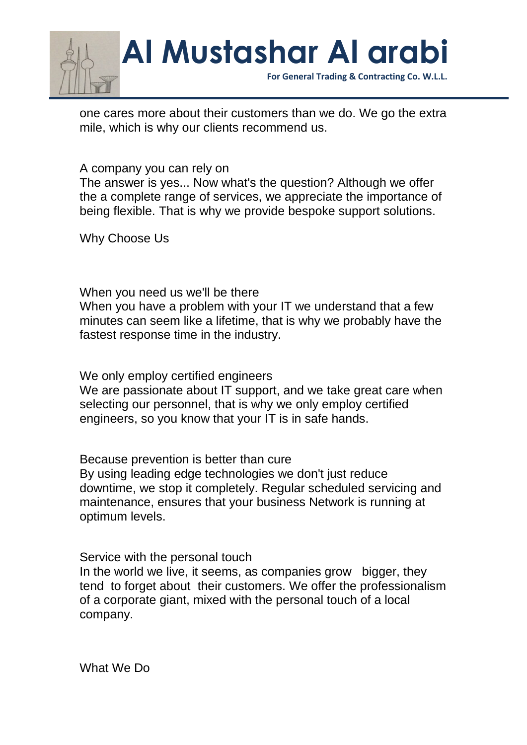one cares more about their customers than we do. We go the extra mile, which is why our clients recommend us.

## A company you can rely on

The answer is yes... Now what's the question? Although we offer the a complete range of services, we appreciate the importance of being flexible. That is why we provide bespoke support solutions.

## Why Choose Us

### When you need us we'll be there

When you have a problem with your IT we understand that a few minutes can seem like a lifetime, that is why we probably have the fastest response time in the industry.

### We only employ certified engineers

We are passionate about IT support, and we take great care when selecting our personnel, that is why we only employ certified engineers, so you know that your IT is in safe hands.

### Because prevention is better than cure

By using leading edge technologies we don't just reduce downtime, we stop it completely. Regular scheduled servicing and maintenance, ensures that your business Network is running at optimum levels.

### Service with the personal touch

In the world we live, it seems, as companies grow bigger, they tend to forget about their customers. We offer the professionalism of a corporate giant, mixed with the personal touch of a local company.

## What We Do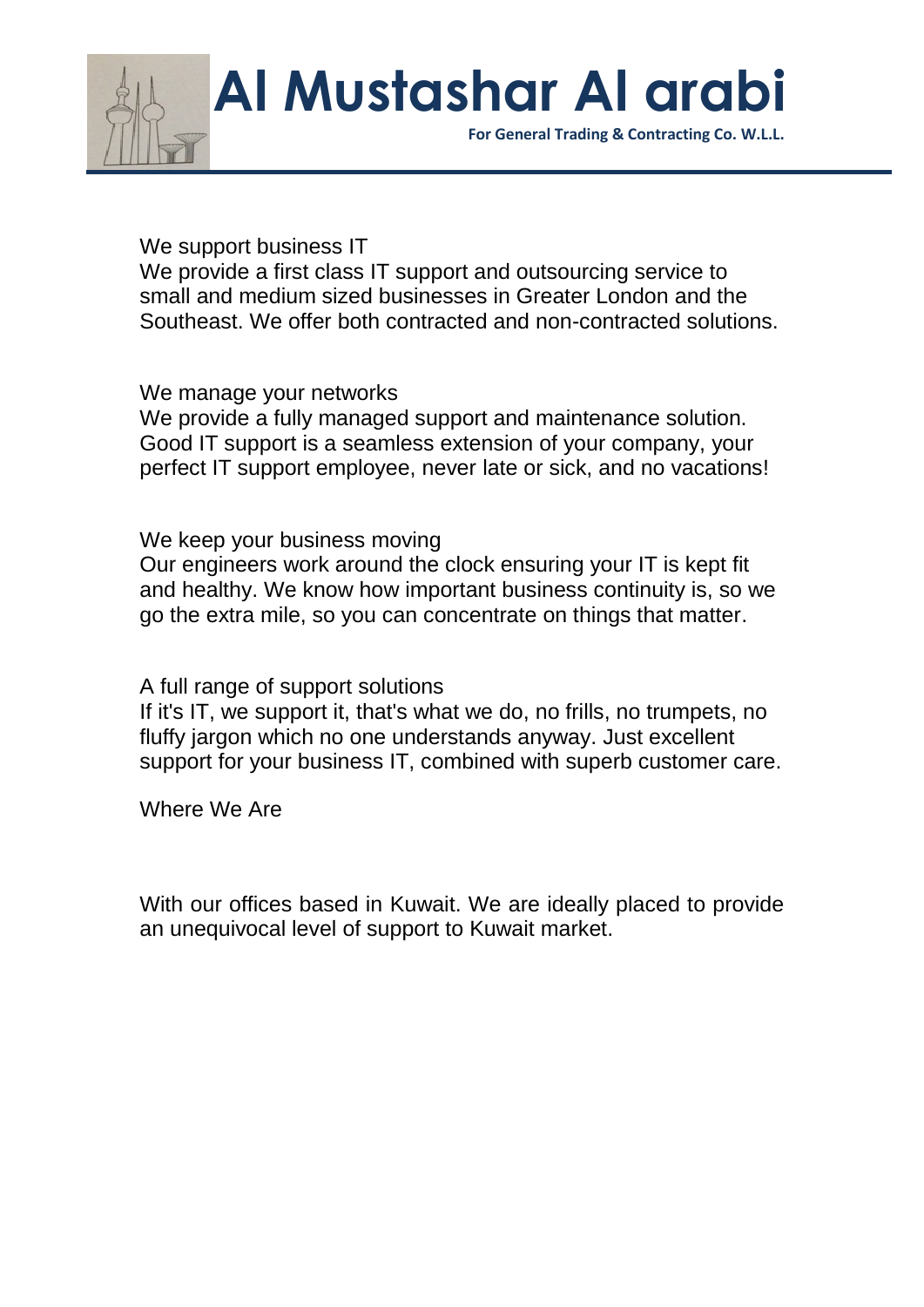We support business IT

We provide a first class IT support and outsourcing service to small and medium sized businesses in Greater London and the Southeast. We offer both contracted and non-contracted solutions.

We manage your networks

We provide a fully managed support and maintenance solution. Good IT support is a seamless extension of your company, your perfect IT support employee, never late or sick, and no vacations!

We keep your business moving

Our engineers work around the clock ensuring your IT is kept fit and healthy. We know how important business continuity is, so we go the extra mile, so you can concentrate on things that matter.

A full range of support solutions

If it's IT, we support it, that's what we do, no frills, no trumpets, no fluffy jargon which no one understands anyway. Just excellent support for your business IT, combined with superb customer care.

Where We Are

With our offices based in Kuwait. We are ideally placed to provide an unequivocal level of support to Kuwait market.